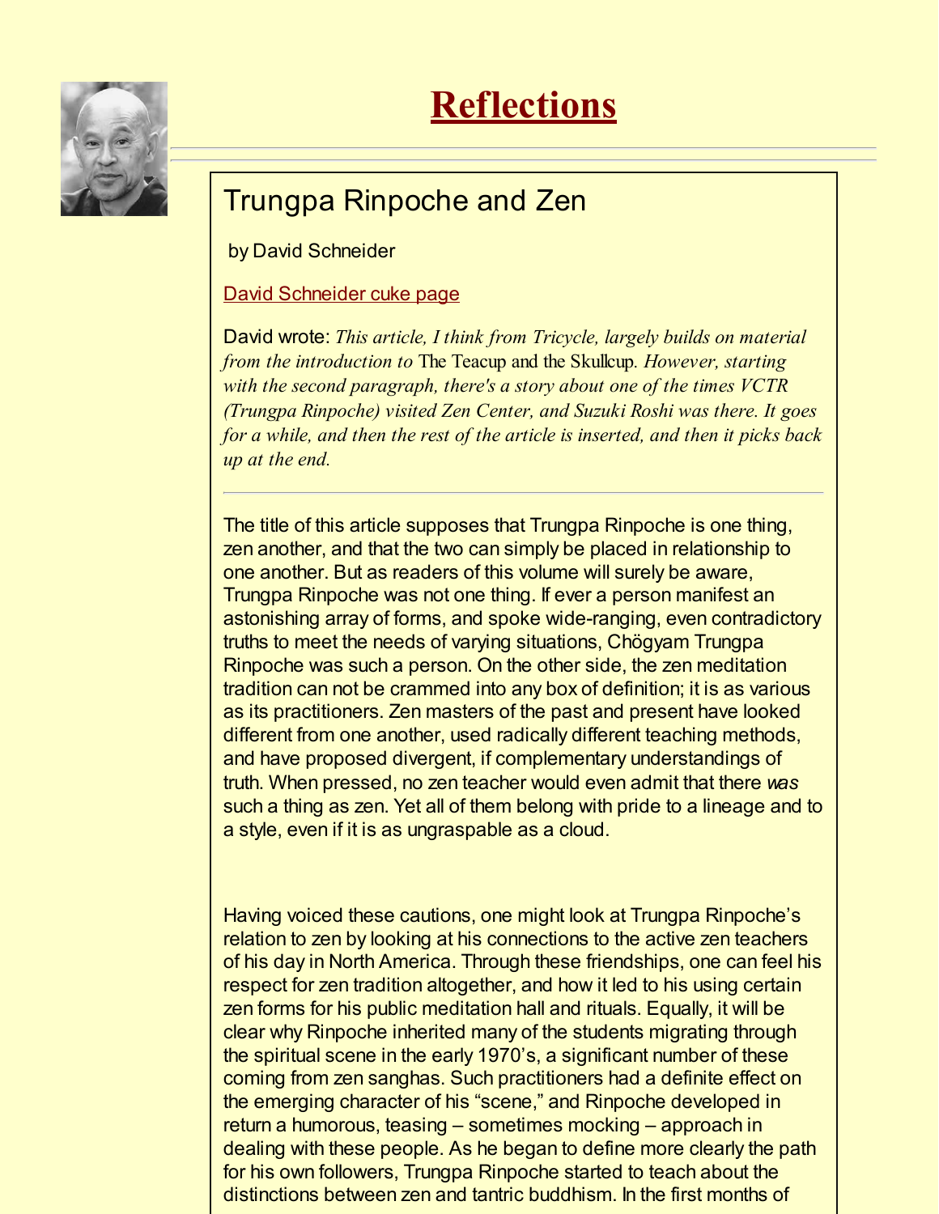# Reflections

## Trungpa Rinpoche and Zen

by David Schneider

David Schneider cuke page

David wrote: *This article, I think from Tricycle, largely builds on material from the introduction to* The Teacup and the Skullcup. *However, starting with the second paragraph, there's a story about one of the times VCTR (Trungpa Rinpoche) visited Zen Center, and Suzuki Roshi was there. It goes for a while, and then the rest of the article is inserted, and then it picks back up at the end.*

---

The title of this article supposes that Trungpa Rinpoche is one thing, zen another, and that the two can simply be placed in relationship to one another. But as readers of this volume will surely be aware, Trungpa Rinpoche was not one thing. If ever a person manifest an astonishing array of forms, and spoke wide-ranging, even contradictory truths to meet the needs of varying situations, Chögyam Trungpa Rinpoche was such a person. On the other side, the zen meditation tradition can not be crammed into any box of definition; it is as various as its practitioners. Zen masters of the past and present have looked different from one another, used radically different teaching methods, and have proposed divergent, if complementary understandings of truth. When pressed, no zen teacher would even admit that there *was* such a thing as zen. Yet all of them belong with pride to a lineage and to a style, even if it is as ungraspable as a cloud.

Having voiced these cautions, one might look at Trungpa Rinpoche's relation to zen by looking at his connections to the active zen teachers of his day in North America. Through these friendships, one can feel his respect for zen tradition altogether, and how it led to his using certain zen forms for his public meditation hall and rituals. Equally, it will be clear why Rinpoche inherited many of the students migrating through the spiritual scene in the early 1970's, a significant number of these coming from zen sanghas. Such practitioners had a definite effect on the emerging character of his "scene," and Rinpoche developed in return a humorous, teasing – sometimes mocking – approach in dealing with these people. As he began to define more clearly the path for his own followers, Trungpa Rinpoche started to teach about the distinctions between zen and tantric buddhism. In the first months of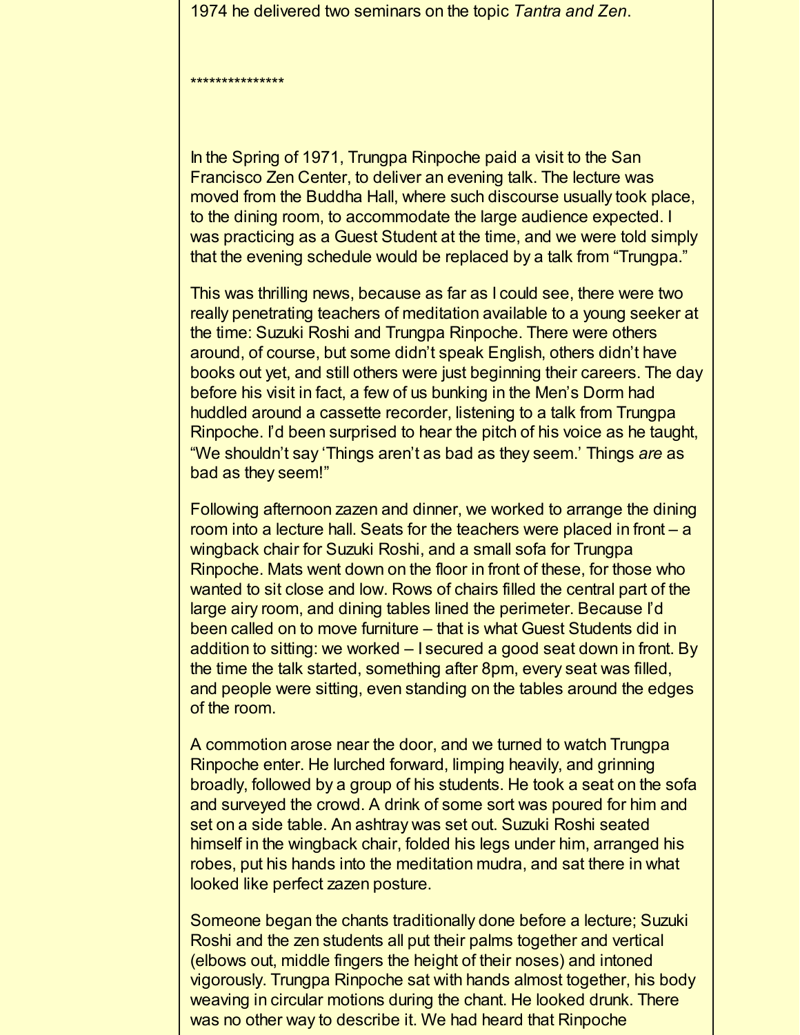1974 he delivered two seminars on the topic *Tantra and Zen*.

***************

In the Spring of 1971, Trungpa Rinpoche paid a visit to the San Francisco Zen Center, to deliver an evening talk. The lecture was moved from the Buddha Hall, where such discourse usually took place, to the dining room, to accommodate the large audience expected. I was practicing as a Guest Student at the time, and we were told simply that the evening schedule would be replaced by a talk from “Trungpa.”

This was thrilling news, because as far as I could see, there were two really penetrating teachers of meditation available to a young seeker at the time: Suzuki Roshi and Trungpa Rinpoche. There were others around, of course, but some didn’t speak English, others didn’t have books out yet, and still others were just beginning their careers. The day before his visit in fact, a few of us bunking in the Men’s Dorm had huddled around a cassette recorder, listening to a talk from Trungpa Rinpoche. I’d been surprised to hear the pitch of his voice as he taught, “We shouldn’t say ‘Things aren’t as bad as they seem.’ Things *are* as bad as they seem!”

Following afternoon zazen and dinner, we worked to arrange the dining room into a lecture hall. Seats for the teachers were placed in front – a wingback chair for Suzuki Roshi, and a small sofa for Trungpa Rinpoche. Mats went down on the floor in front of these, for those who wanted to sit close and low. Rows of chairs filled the central part of the large airy room, and dining tables lined the perimeter. Because I’d been called on to move furniture – that is what Guest Students did in addition to sitting: we worked – I secured a good seat down in front. By the time the talk started, something after 8pm, every seat was filled, and people were sitting, even standing on the tables around the edges of the room.

A commotion arose near the door, and we turned to watch Trungpa Rinpoche enter. He lurched forward, limping heavily, and grinning broadly, followed by a group of his students. He took a seat on the sofa and surveyed the crowd. A drink of some sort was poured for him and set on a side table. An ashtray was set out. Suzuki Roshi seated himself in the wingback chair, folded his legs under him, arranged his robes, put his hands into the meditation mudra, and sat there in what looked like perfect zazen posture.

Someone began the chants traditionally done before a lecture; Suzuki Roshi and the zen students all put their palms together and vertical (elbows out, middle fingers the height of their noses) and intoned vigorously. Trungpa Rinpoche sat with hands almost together, his body weaving in circular motions during the chant. He looked drunk. There was no other way to describe it. We had heard that Rinpoche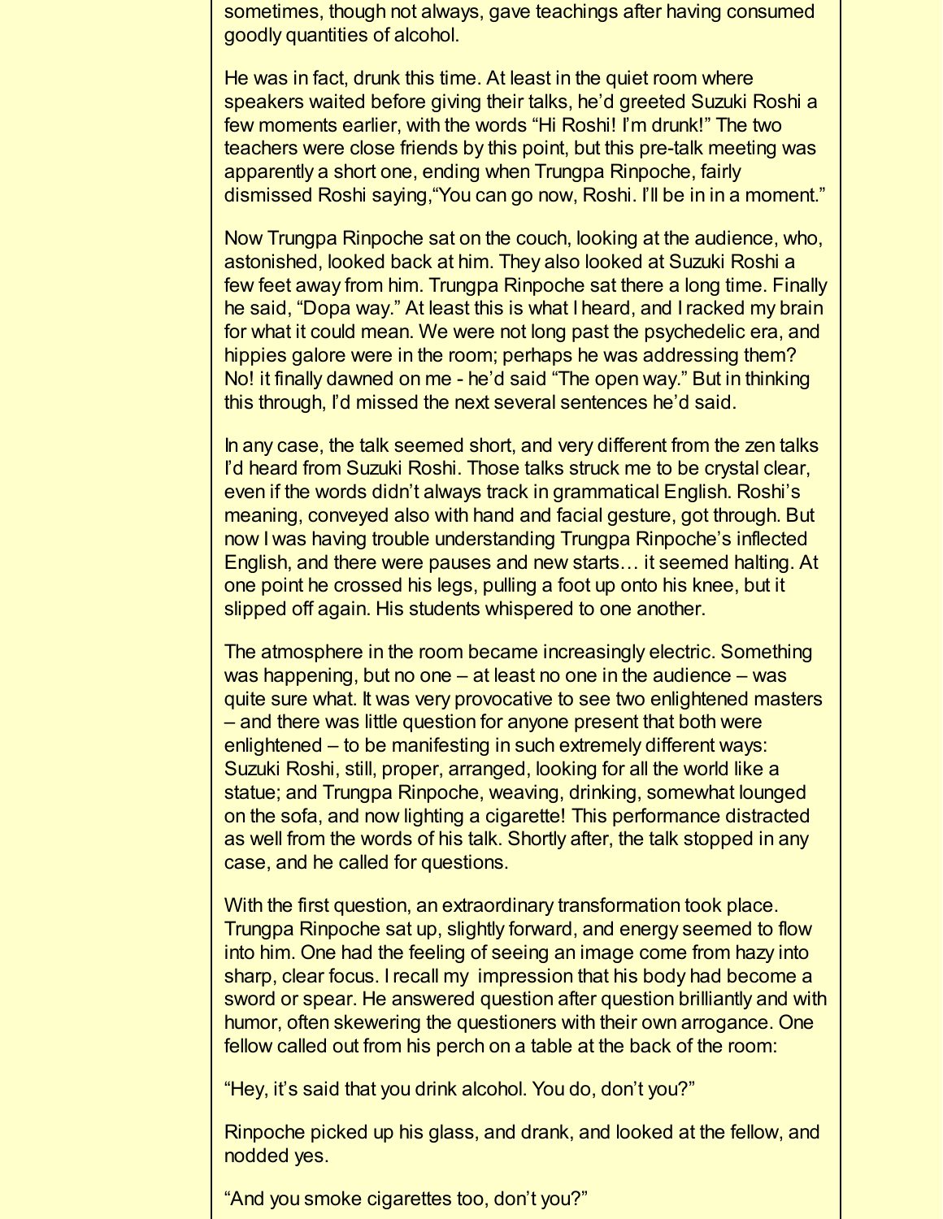sometimes, though not always, gave teachings after having consumed goodly quantities of alcohol.

He was in fact, drunk this time. At least in the quiet room where speakers waited before giving their talks, he'd greeted Suzuki Roshi a few moments earlier, with the words "Hi Roshi! I'm drunk!" The two teachers were close friends by this point, but this pre-talk meeting was apparently a short one, ending when Trungpa Rinpoche, fairly dismissed Roshi saying,"You can go now, Roshi. I'll be in in a moment."

Now Trungpa Rinpoche sat on the couch, looking at the audience, who, astonished, looked back at him. They also looked at Suzuki Roshi a few feet away from him. Trungpa Rinpoche sat there a long time. Finally he said, "Dopa way." At least this is what I heard, and I racked my brain for what it could mean. We were not long past the psychedelic era, and hippies galore were in the room; perhaps he was addressing them? No! it finally dawned on me - he'd said "The open way." But in thinking this through, I'd missed the next several sentences he'd said.

In any case, the talk seemed short, and very different from the zen talks I'd heard from Suzuki Roshi. Those talks struck me to be crystal clear, even if the words didn't always track in grammatical English. Roshi's meaning, conveyed also with hand and facial gesture, got through. But now I was having trouble understanding Trungpa Rinpoche's inflected English, and there were pauses and new starts… it seemed halting. At one point he crossed his legs, pulling a foot up onto his knee, but it slipped off again. His students whispered to one another.

The atmosphere in the room became increasingly electric. Something was happening, but no one – at least no one in the audience – was quite sure what. It was very provocative to see two enlightened masters – and there was little question for anyone present that both were enlightened – to be manifesting in such extremely different ways: Suzuki Roshi, still, proper, arranged, looking for all the world like a statue; and Trungpa Rinpoche, weaving, drinking, somewhat lounged on the sofa, and now lighting a cigarette! This performance distracted as well from the words of his talk. Shortly after, the talk stopped in any case, and he called for questions.

With the first question, an extraordinary transformation took place. Trungpa Rinpoche sat up, slightly forward, and energy seemed to flow into him. One had the feeling of seeing an image come from hazy into sharp, clear focus. I recall my impression that his body had become a sword or spear. He answered question after question brilliantly and with humor, often skewering the questioners with their own arrogance. One fellow called out from his perch on a table at the back of the room:

"Hey, it's said that you drink alcohol. You do, don't you?"

Rinpoche picked up his glass, and drank, and looked at the fellow, and nodded yes.

"And you smoke cigarettes too, don't you?"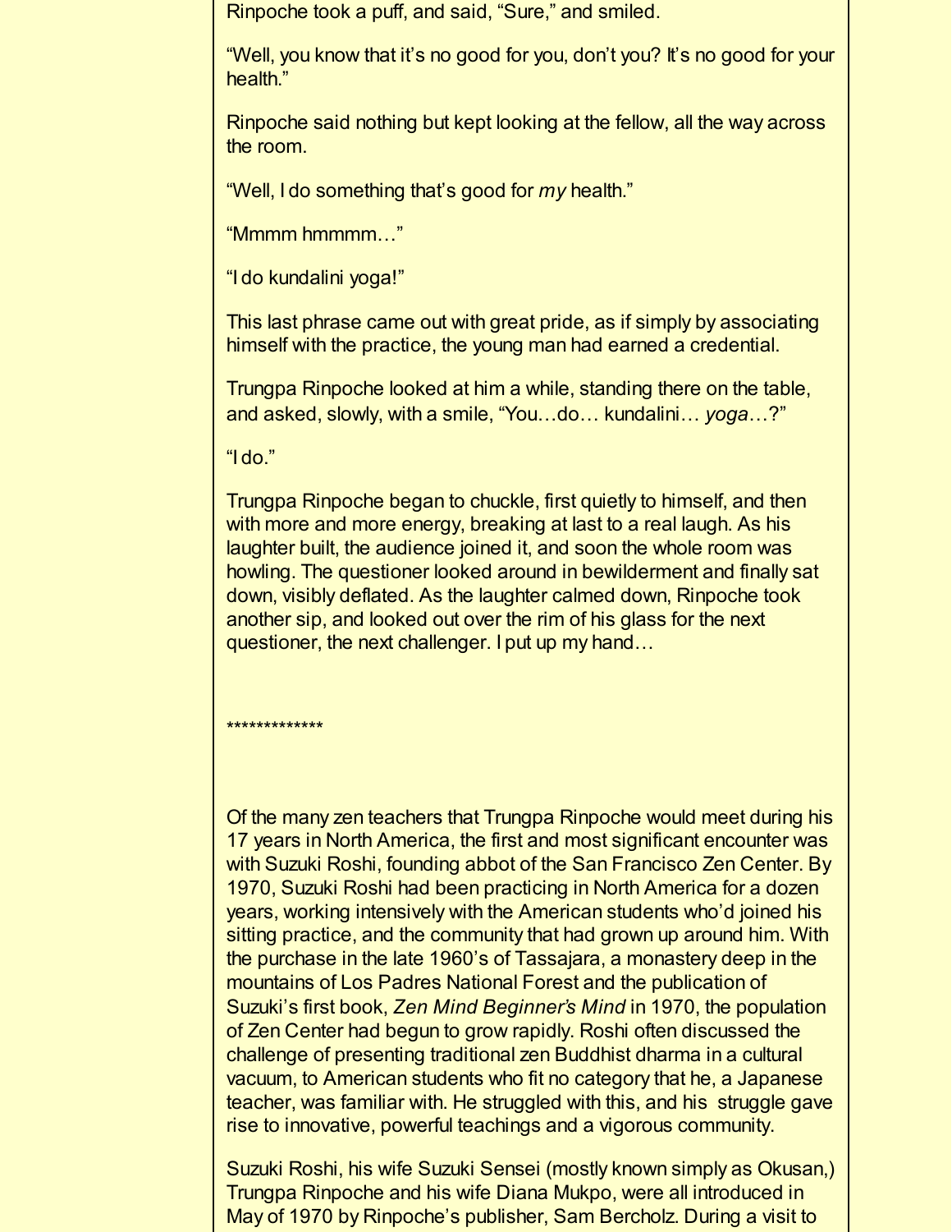Rinpoche took a puff, and said, “Sure,” and smiled.

“Well, you know that it’s no good for you, don’t you? It’s no good for your health.”

Rinpoche said nothing but kept looking at the fellow, all the way across the room.

“Well, I do something that’s good for *my* health.”

“Mmmm hmmmm…”

“I do kundalini yoga!”

This last phrase came out with great pride, as if simply by associating himself with the practice, the young man had earned a credential.

Trungpa Rinpoche looked at him a while, standing there on the table, and asked, slowly, with a smile, “You…do… kundalini… *yoga*…?”

“I do.”

Trungpa Rinpoche began to chuckle, first quietly to himself, and then with more and more energy, breaking at last to a real laugh. As his laughter built, the audience joined it, and soon the whole room was howling. The questioner looked around in bewilderment and finally sat down, visibly deflated. As the laughter calmed down, Rinpoche took another sip, and looked out over the rim of his glass for the next questioner, the next challenger. I put up my hand…

*************

Of the many zen teachers that Trungpa Rinpoche would meet during his 17 years in North America, the first and most significant encounter was with Suzuki Roshi, founding abbot of the San Francisco Zen Center. By 1970, Suzuki Roshi had been practicing in North America for a dozen years, working intensively with the American students who’d joined his sitting practice, and the community that had grown up around him. With the purchase in the late 1960’s of Tassajara, a monastery deep in the mountains of Los Padres National Forest and the publication of Suzuki’s first book, *Zen Mind Beginner’s Mind* in 1970, the population of Zen Center had begun to grow rapidly. Roshi often discussed the challenge of presenting traditional zen Buddhist dharma in a cultural vacuum, to American students who fit no category that he, a Japanese teacher, was familiar with. He struggled with this, and his struggle gave rise to innovative, powerful teachings and a vigorous community.

Suzuki Roshi, his wife Suzuki Sensei (mostly known simply as Okusan,) Trungpa Rinpoche and his wife Diana Mukpo, were all introduced in May of 1970 by Rinpoche’s publisher, Sam Bercholz. During a visit to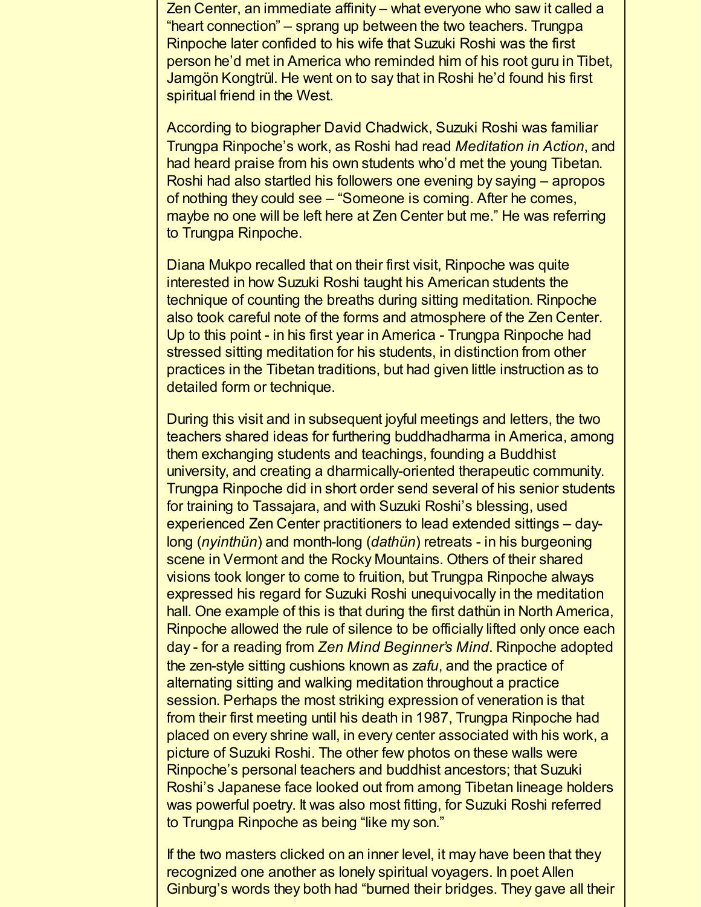Zen Center, an immediate affinity – what everyone who saw it called a "heart connection" – sprang up between the two teachers. Trungpa Rinpoche later confided to his wife that Suzuki Roshi was the first person he'd met in America who reminded him of his root guru in Tibet, Jamgön Kongtrül. He went on to say that in Roshi he'd found his first spiritual friend in the West.

According to biographer David Chadwick, Suzuki Roshi was familiar Trungpa Rinpoche's work, as Roshi had read *Meditation in Action*, and had heard praise from his own students who'd met the young Tibetan. Roshi had also startled his followers one evening by saying – apropos of nothing they could see – "Someone is coming. After he comes, maybe no one will be left here at Zen Center but me." He was referring to Trungpa Rinpoche.

Diana Mukpo recalled that on their first visit, Rinpoche was quite interested in how Suzuki Roshi taught his American students the technique of counting the breaths during sitting meditation. Rinpoche also took careful note of the forms and atmosphere of the Zen Center. Up to this point - in his first year in America - Trungpa Rinpoche had stressed sitting meditation for his students, in distinction from other practices in the Tibetan traditions, but had given little instruction as to detailed form or technique.

During this visit and in subsequent joyful meetings and letters, the two teachers shared ideas for furthering buddhadharma in America, among them exchanging students and teachings, founding a Buddhist university, and creating a dharmically-oriented therapeutic community. Trungpa Rinpoche did in short order send several of his senior students for training to Tassajara, and with Suzuki Roshi's blessing, used experienced Zen Center practitioners to lead extended sittings – day-long (*nyinthün*) and month-long (*dathün*) retreats - in his burgeoning scene in Vermont and the Rocky Mountains. Others of their shared visions took longer to come to fruition, but Trungpa Rinpoche always expressed his regard for Suzuki Roshi unequivocally in the meditation hall. One example of this is that during the first dathün in North America, Rinpoche allowed the rule of silence to be officially lifted only once each day - for a reading from *Zen Mind Beginner's Mind*. Rinpoche adopted the zen-style sitting cushions known as *zafu*, and the practice of alternating sitting and walking meditation throughout a practice session. Perhaps the most striking expression of veneration is that from their first meeting until his death in 1987, Trungpa Rinpoche had placed on every shrine wall, in every center associated with his work, a picture of Suzuki Roshi. The other few photos on these walls were Rinpoche's personal teachers and buddhist ancestors; that Suzuki Roshi's Japanese face looked out from among Tibetan lineage holders was powerful poetry. It was also most fitting, for Suzuki Roshi referred to Trungpa Rinpoche as being "like my son."

If the two masters clicked on an inner level, it may have been that they recognized one another as lonely spiritual voyagers. In poet Allen Ginburg's words they both had "burned their bridges. They gave all their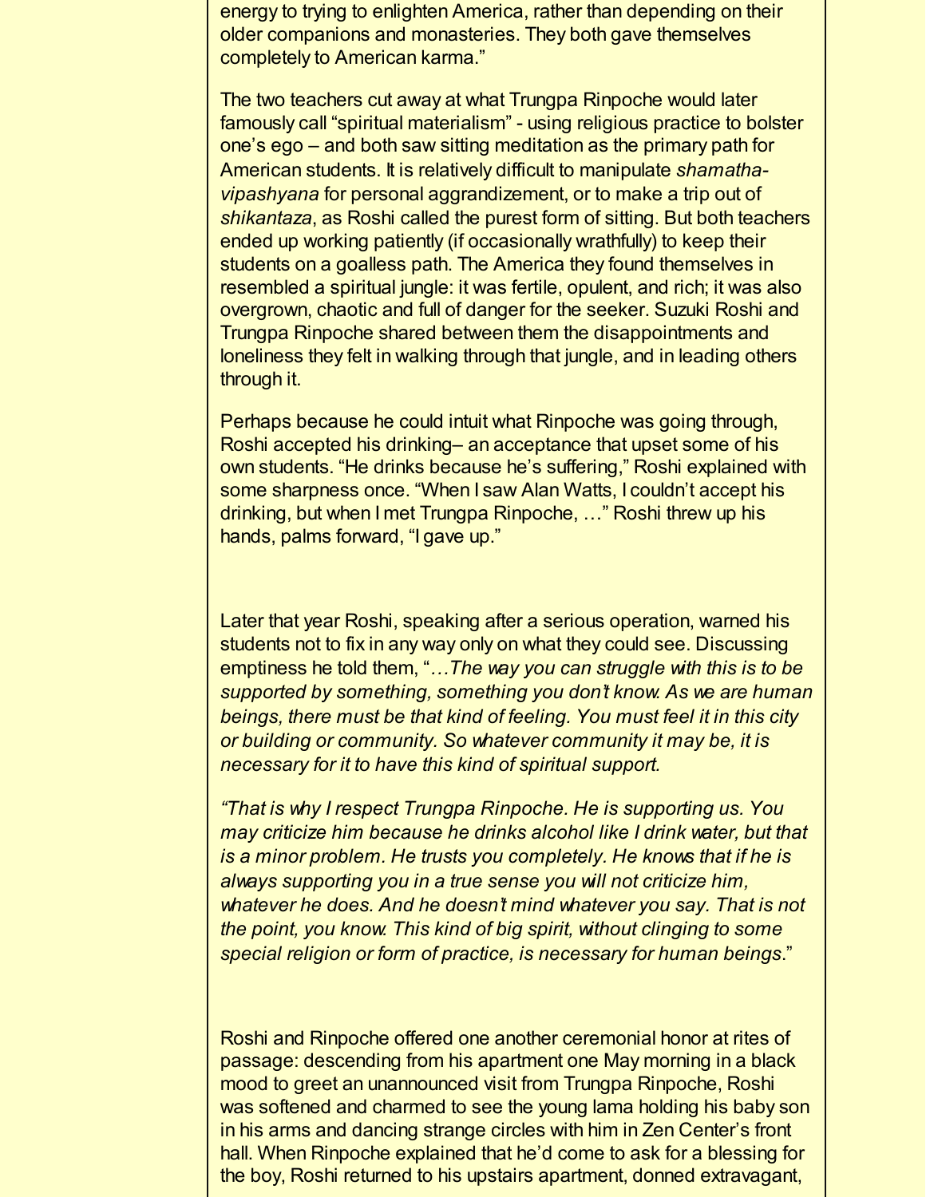energy to trying to enlighten America, rather than depending on their older companions and monasteries. They both gave themselves completely to American karma."

The two teachers cut away at what Trungpa Rinpoche would later famously call "spiritual materialism" - using religious practice to bolster one's ego – and both saw sitting meditation as the primary path for American students. It is relatively difficult to manipulate *shamatha-vipashyana* for personal aggrandizement, or to make a trip out of *shikantaza*, as Roshi called the purest form of sitting. But both teachers ended up working patiently (if occasionally wrathfully) to keep their students on a goalless path. The America they found themselves in resembled a spiritual jungle: it was fertile, opulent, and rich; it was also overgrown, chaotic and full of danger for the seeker. Suzuki Roshi and Trungpa Rinpoche shared between them the disappointments and loneliness they felt in walking through that jungle, and in leading others through it.

Perhaps because he could intuit what Rinpoche was going through, Roshi accepted his drinking– an acceptance that upset some of his own students. "He drinks because he's suffering," Roshi explained with some sharpness once. "When I saw Alan Watts, I couldn't accept his drinking, but when I met Trungpa Rinpoche, …" Roshi threw up his hands, palms forward, "I gave up."

Later that year Roshi, speaking after a serious operation, warned his students not to fix in any way only on what they could see. Discussing emptiness he told them, "*…The way you can struggle with this is to be supported by something, something you don't know. As we are human beings, there must be that kind of feeling. You must feel it in this city or building or community. So whatever community it may be, it is necessary for it to have this kind of spiritual support.*

*"That is why I respect Trungpa Rinpoche. He is supporting us. You may criticize him because he drinks alcohol like I drink water, but that is a minor problem. He trusts you completely. He knows that if he is always supporting you in a true sense you will not criticize him, whatever he does. And he doesn't mind whatever you say. That is not the point, you know. This kind of big spirit, without clinging to some special religion or form of practice, is necessary for human beings*."

Roshi and Rinpoche offered one another ceremonial honor at rites of passage: descending from his apartment one May morning in a black mood to greet an unannounced visit from Trungpa Rinpoche, Roshi was softened and charmed to see the young lama holding his baby son in his arms and dancing strange circles with him in Zen Center's front hall. When Rinpoche explained that he'd come to ask for a blessing for the boy, Roshi returned to his upstairs apartment, donned extravagant,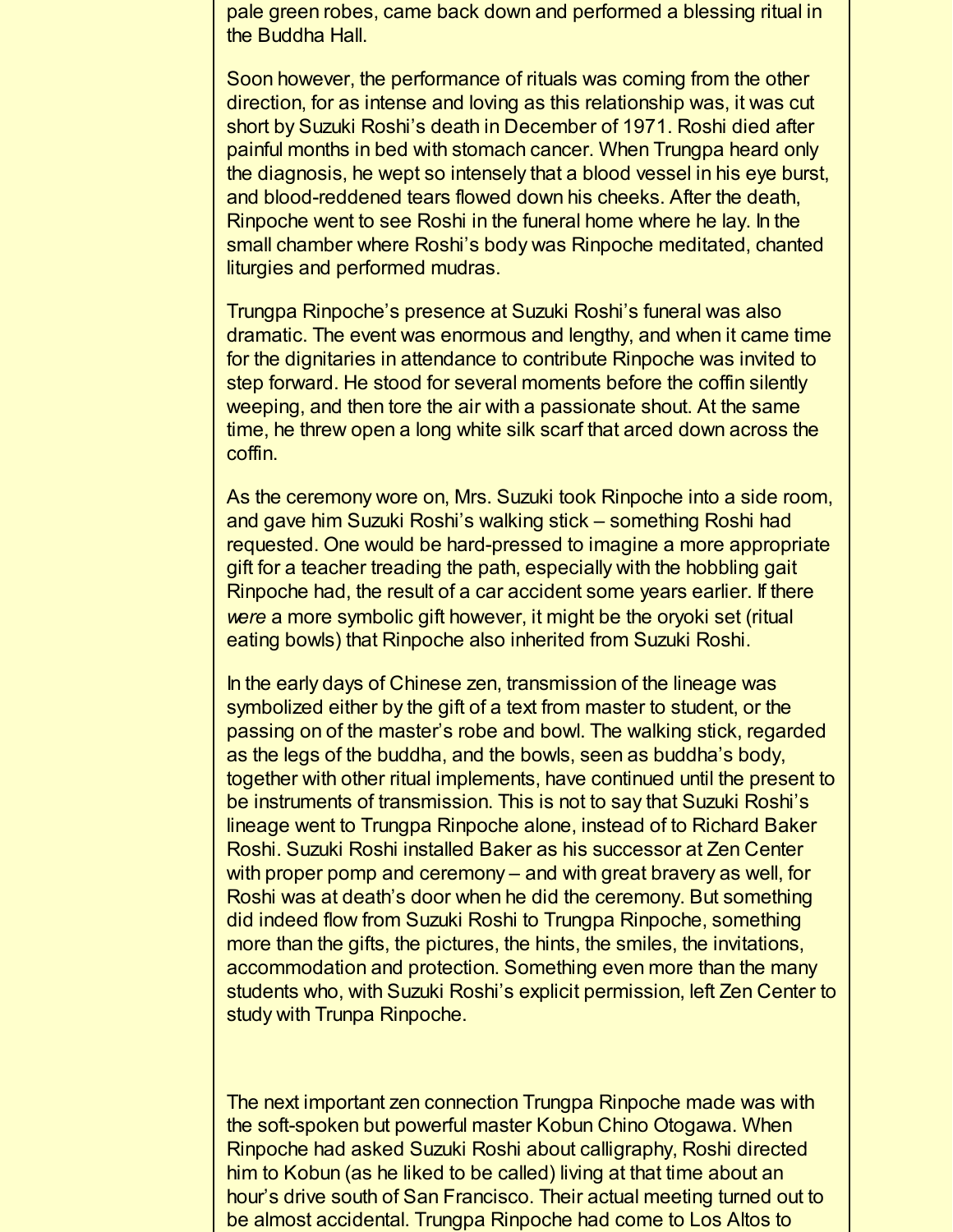pale green robes, came back down and performed a blessing ritual in the Buddha Hall.

Soon however, the performance of rituals was coming from the other direction, for as intense and loving as this relationship was, it was cut short by Suzuki Roshi's death in December of 1971. Roshi died after painful months in bed with stomach cancer. When Trungpa heard only the diagnosis, he wept so intensely that a blood vessel in his eye burst, and blood-reddened tears flowed down his cheeks. After the death, Rinpoche went to see Roshi in the funeral home where he lay. In the small chamber where Roshi's body was Rinpoche meditated, chanted liturgies and performed mudras.

Trungpa Rinpoche's presence at Suzuki Roshi's funeral was also dramatic. The event was enormous and lengthy, and when it came time for the dignitaries in attendance to contribute Rinpoche was invited to step forward. He stood for several moments before the coffin silently weeping, and then tore the air with a passionate shout. At the same time, he threw open a long white silk scarf that arced down across the coffin.

As the ceremony wore on, Mrs. Suzuki took Rinpoche into a side room, and gave him Suzuki Roshi's walking stick – something Roshi had requested. One would be hard-pressed to imagine a more appropriate gift for a teacher treading the path, especially with the hobbling gait Rinpoche had, the result of a car accident some years earlier. If there *were* a more symbolic gift however, it might be the oryoki set (ritual eating bowls) that Rinpoche also inherited from Suzuki Roshi.

In the early days of Chinese zen, transmission of the lineage was symbolized either by the gift of a text from master to student, or the passing on of the master's robe and bowl. The walking stick, regarded as the legs of the buddha, and the bowls, seen as buddha's body, together with other ritual implements, have continued until the present to be instruments of transmission. This is not to say that Suzuki Roshi's lineage went to Trungpa Rinpoche alone, instead of to Richard Baker Roshi. Suzuki Roshi installed Baker as his successor at Zen Center with proper pomp and ceremony – and with great bravery as well, for Roshi was at death's door when he did the ceremony. But something did indeed flow from Suzuki Roshi to Trungpa Rinpoche, something more than the gifts, the pictures, the hints, the smiles, the invitations, accommodation and protection. Something even more than the many students who, with Suzuki Roshi's explicit permission, left Zen Center to study with Trunpa Rinpoche.

The next important zen connection Trungpa Rinpoche made was with the soft-spoken but powerful master Kobun Chino Otogawa. When Rinpoche had asked Suzuki Roshi about calligraphy, Roshi directed him to Kobun (as he liked to be called) living at that time about an hour's drive south of San Francisco. Their actual meeting turned out to be almost accidental. Trungpa Rinpoche had come to Los Altos to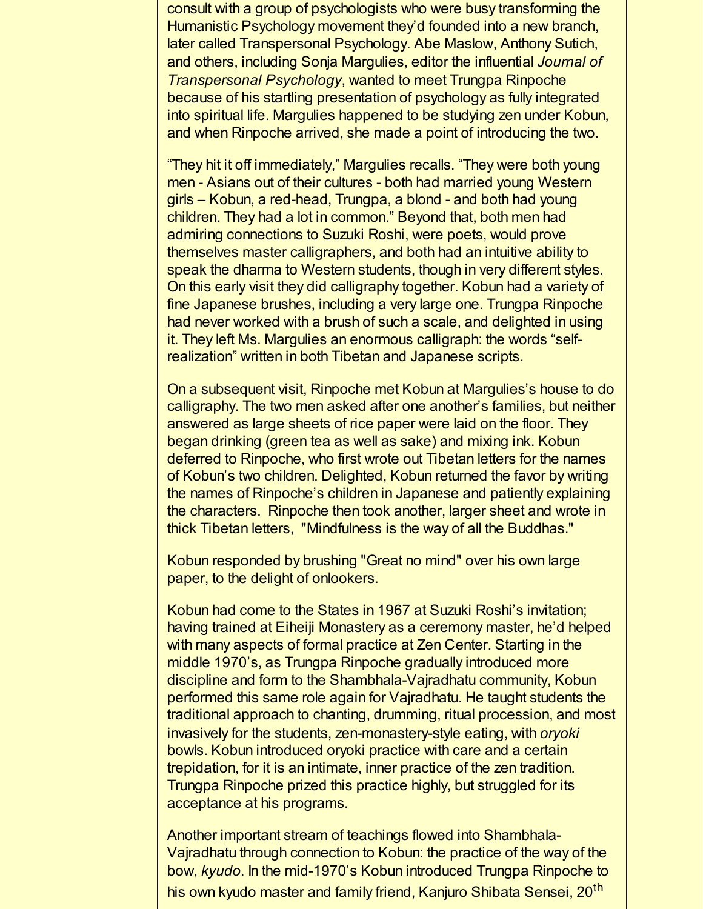consult with a group of psychologists who were busy transforming the Humanistic Psychology movement they'd founded into a new branch, later called Transpersonal Psychology. Abe Maslow, Anthony Sutich, and others, including Sonja Margulies, editor the influential *Journal of Transpersonal Psychology*, wanted to meet Trungpa Rinpoche because of his startling presentation of psychology as fully integrated into spiritual life. Margulies happened to be studying zen under Kobun, and when Rinpoche arrived, she made a point of introducing the two.

"They hit it off immediately," Margulies recalls. "They were both young men - Asians out of their cultures - both had married young Western girls – Kobun, a red-head, Trungpa, a blond - and both had young children. They had a lot in common." Beyond that, both men had admiring connections to Suzuki Roshi, were poets, would prove themselves master calligraphers, and both had an intuitive ability to speak the dharma to Western students, though in very different styles. On this early visit they did calligraphy together. Kobun had a variety of fine Japanese brushes, including a very large one. Trungpa Rinpoche had never worked with a brush of such a scale, and delighted in using it. They left Ms. Margulies an enormous calligraph: the words "self-realization" written in both Tibetan and Japanese scripts.

On a subsequent visit, Rinpoche met Kobun at Margulies's house to do calligraphy. The two men asked after one another's families, but neither answered as large sheets of rice paper were laid on the floor. They began drinking (green tea as well as sake) and mixing ink. Kobun deferred to Rinpoche, who first wrote out Tibetan letters for the names of Kobun's two children. Delighted, Kobun returned the favor by writing the names of Rinpoche's children in Japanese and patiently explaining the characters. Rinpoche then took another, larger sheet and wrote in thick Tibetan letters, "Mindfulness is the way of all the Buddhas."

Kobun responded by brushing "Great no mind" over his own large paper, to the delight of onlookers.

Kobun had come to the States in 1967 at Suzuki Roshi's invitation; having trained at Eiheiji Monastery as a ceremony master, he'd helped with many aspects of formal practice at Zen Center. Starting in the middle 1970's, as Trungpa Rinpoche gradually introduced more discipline and form to the Shambhala-Vajradhatu community, Kobun performed this same role again for Vajradhatu. He taught students the traditional approach to chanting, drumming, ritual procession, and most invasively for the students, zen-monastery-style eating, with *oryoki* bowls. Kobun introduced oryoki practice with care and a certain trepidation, for it is an intimate, inner practice of the zen tradition. Trungpa Rinpoche prized this practice highly, but struggled for its acceptance at his programs.

Another important stream of teachings flowed into Shambhala-Vajradhatu through connection to Kobun: the practice of the way of the bow, *kyudo*. In the mid-1970's Kobun introduced Trungpa Rinpoche to his own kyudo master and family friend, Kanjuro Shibata Sensei, 20th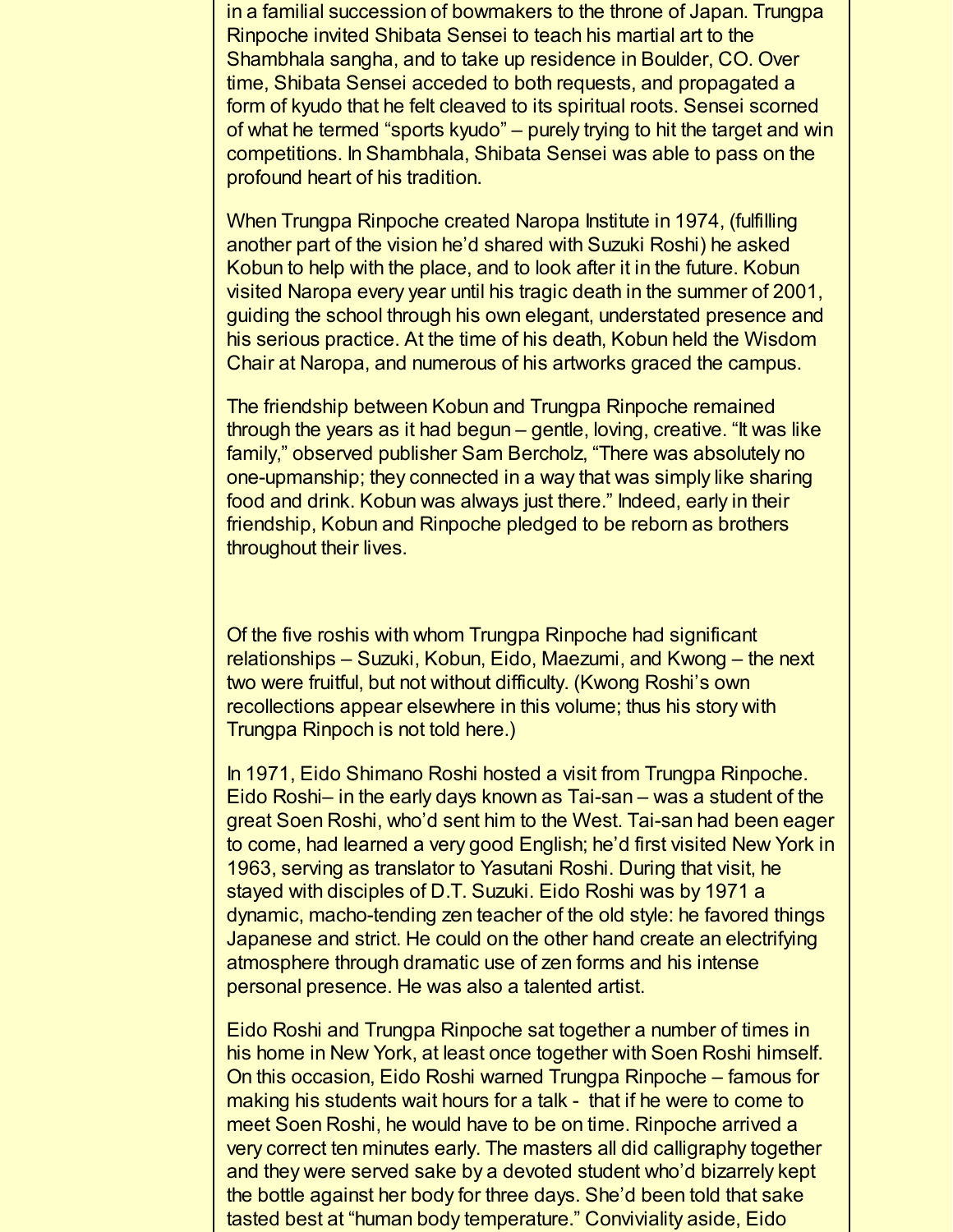in a familial succession of bowmakers to the throne of Japan. Trungpa Rinpoche invited Shibata Sensei to teach his martial art to the Shambhala sangha, and to take up residence in Boulder, CO. Over time, Shibata Sensei acceded to both requests, and propagated a form of kyudo that he felt cleaved to its spiritual roots. Sensei scorned of what he termed "sports kyudo" – purely trying to hit the target and win competitions. In Shambhala, Shibata Sensei was able to pass on the profound heart of his tradition.

When Trungpa Rinpoche created Naropa Institute in 1974, (fulfilling another part of the vision he'd shared with Suzuki Roshi) he asked Kobun to help with the place, and to look after it in the future. Kobun visited Naropa every year until his tragic death in the summer of 2001, guiding the school through his own elegant, understated presence and his serious practice. At the time of his death, Kobun held the Wisdom Chair at Naropa, and numerous of his artworks graced the campus.

The friendship between Kobun and Trungpa Rinpoche remained through the years as it had begun – gentle, loving, creative. "It was like family," observed publisher Sam Bercholz, "There was absolutely no one-upmanship; they connected in a way that was simply like sharing food and drink. Kobun was always just there." Indeed, early in their friendship, Kobun and Rinpoche pledged to be reborn as brothers throughout their lives.

Of the five roshis with whom Trungpa Rinpoche had significant relationships – Suzuki, Kobun, Eido, Maezumi, and Kwong – the next two were fruitful, but not without difficulty. (Kwong Roshi's own recollections appear elsewhere in this volume; thus his story with Trungpa Rinpoch is not told here.)

In 1971, Eido Shimano Roshi hosted a visit from Trungpa Rinpoche. Eido Roshi– in the early days known as Tai-san – was a student of the great Soen Roshi, who'd sent him to the West. Tai-san had been eager to come, had learned a very good English; he'd first visited New York in 1963, serving as translator to Yasutani Roshi. During that visit, he stayed with disciples of D.T. Suzuki. Eido Roshi was by 1971 a dynamic, macho-tending zen teacher of the old style: he favored things Japanese and strict. He could on the other hand create an electrifying atmosphere through dramatic use of zen forms and his intense personal presence. He was also a talented artist.

Eido Roshi and Trungpa Rinpoche sat together a number of times in his home in New York, at least once together with Soen Roshi himself. On this occasion, Eido Roshi warned Trungpa Rinpoche – famous for making his students wait hours for a talk - that if he were to come to meet Soen Roshi, he would have to be on time. Rinpoche arrived a very correct ten minutes early. The masters all did calligraphy together and they were served sake by a devoted student who'd bizarrely kept the bottle against her body for three days. She'd been told that sake tasted best at "human body temperature." Conviviality aside, Eido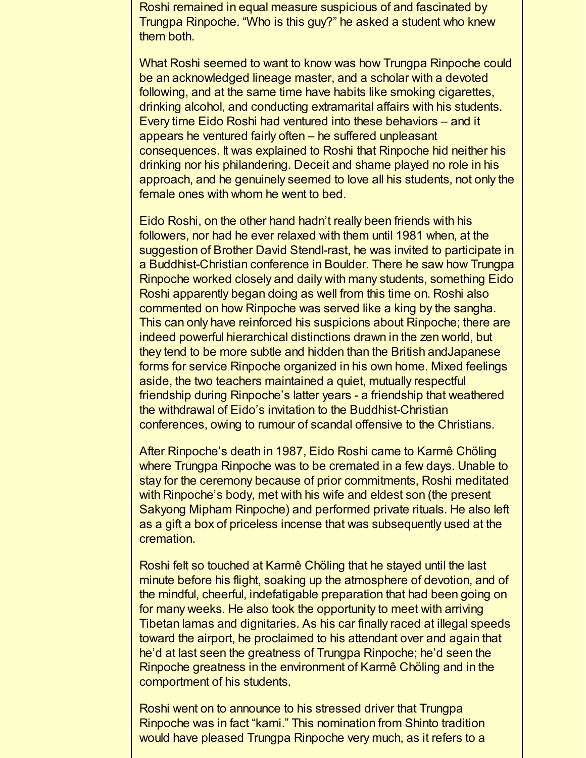Roshi remained in equal measure suspicious of and fascinated by Trungpa Rinpoche. “Who is this guy?” he asked a student who knew them both.

What Roshi seemed to want to know was how Trungpa Rinpoche could be an acknowledged lineage master, and a scholar with a devoted following, and at the same time have habits like smoking cigarettes, drinking alcohol, and conducting extramarital affairs with his students. Every time Eido Roshi had ventured into these behaviors – and it appears he ventured fairly often – he suffered unpleasant consequences. It was explained to Roshi that Rinpoche hid neither his drinking nor his philandering. Deceit and shame played no role in his approach, and he genuinely seemed to love all his students, not only the female ones with whom he went to bed.

Eido Roshi, on the other hand hadn’t really been friends with his followers, nor had he ever relaxed with them until 1981 when, at the suggestion of Brother David Stendl-rast, he was invited to participate in a Buddhist-Christian conference in Boulder. There he saw how Trungpa Rinpoche worked closely and daily with many students, something Eido Roshi apparently began doing as well from this time on. Roshi also commented on how Rinpoche was served like a king by the sangha. This can only have reinforced his suspicions about Rinpoche; there are indeed powerful hierarchical distinctions drawn in the zen world, but they tend to be more subtle and hidden than the British andJapanese forms for service Rinpoche organized in his own home. Mixed feelings aside, the two teachers maintained a quiet, mutually respectful friendship during Rinpoche’s latter years - a friendship that weathered the withdrawal of Eido’s invitation to the Buddhist-Christian conferences, owing to rumour of scandal offensive to the Christians.

After Rinpoche’s death in 1987, Eido Roshi came to Karmê Chöling where Trungpa Rinpoche was to be cremated in a few days. Unable to stay for the ceremony because of prior commitments, Roshi meditated with Rinpoche’s body, met with his wife and eldest son (the present Sakyong Mipham Rinpoche) and performed private rituals. He also left as a gift a box of priceless incense that was subsequently used at the cremation.

Roshi felt so touched at Karmê Chöling that he stayed until the last minute before his flight, soaking up the atmosphere of devotion, and of the mindful, cheerful, indefatigable preparation that had been going on for many weeks. He also took the opportunity to meet with arriving Tibetan lamas and dignitaries. As his car finally raced at illegal speeds toward the airport, he proclaimed to his attendant over and again that he’d at last seen the greatness of Trungpa Rinpoche; he’d seen the Rinpoche greatness in the environment of Karmê Chöling and in the comportment of his students.

Roshi went on to announce to his stressed driver that Trungpa Rinpoche was in fact “kami.” This nomination from Shinto tradition would have pleased Trungpa Rinpoche very much, as it refers to a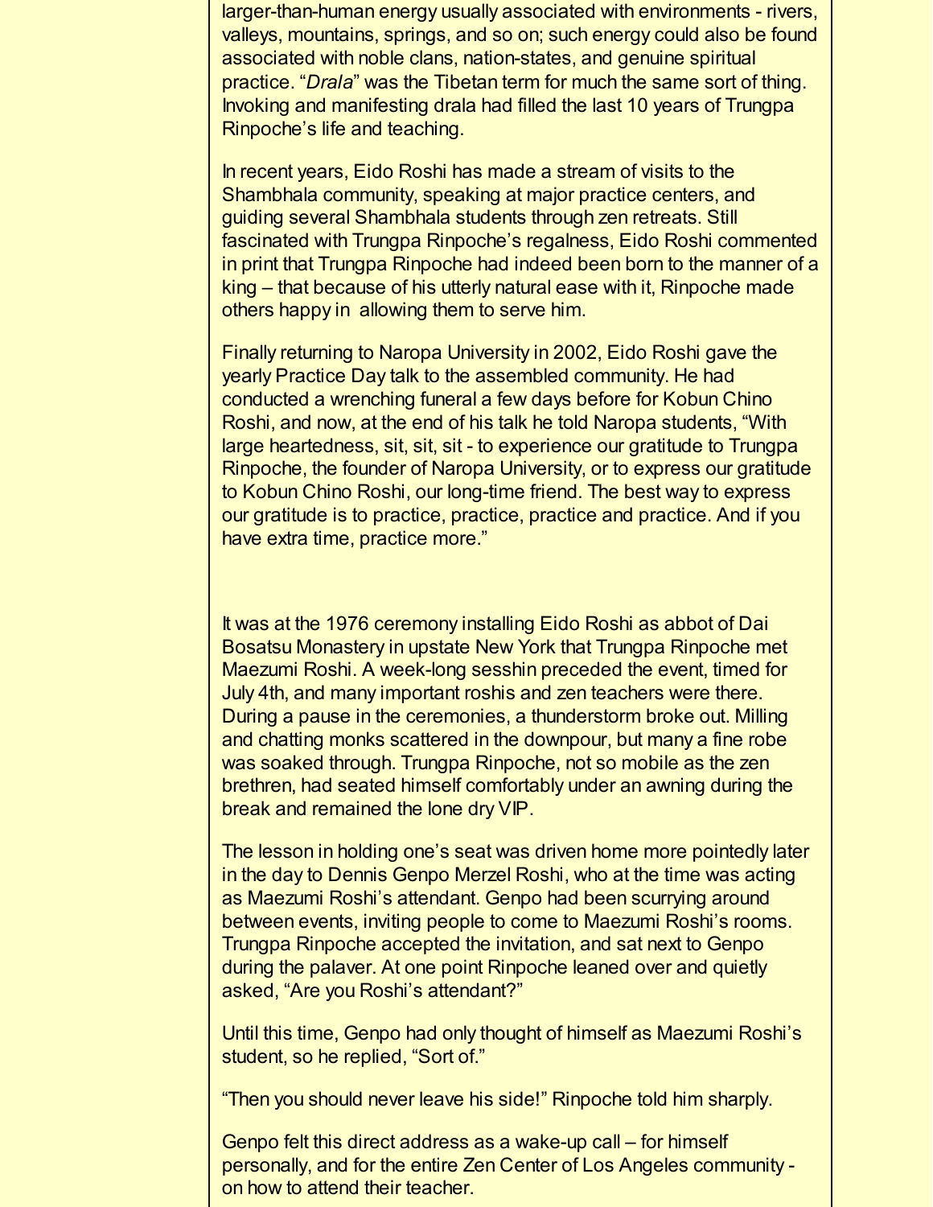larger-than-human energy usually associated with environments - rivers, valleys, mountains, springs, and so on; such energy could also be found associated with noble clans, nation-states, and genuine spiritual practice. "*Drala*" was the Tibetan term for much the same sort of thing. Invoking and manifesting drala had filled the last 10 years of Trungpa Rinpoche's life and teaching.

In recent years, Eido Roshi has made a stream of visits to the Shambhala community, speaking at major practice centers, and guiding several Shambhala students through zen retreats. Still fascinated with Trungpa Rinpoche's regalness, Eido Roshi commented in print that Trungpa Rinpoche had indeed been born to the manner of a king – that because of his utterly natural ease with it, Rinpoche made others happy in allowing them to serve him.

Finally returning to Naropa University in 2002, Eido Roshi gave the yearly Practice Day talk to the assembled community. He had conducted a wrenching funeral a few days before for Kobun Chino Roshi, and now, at the end of his talk he told Naropa students, "With large heartedness, sit, sit, sit - to experience our gratitude to Trungpa Rinpoche, the founder of Naropa University, or to express our gratitude to Kobun Chino Roshi, our long-time friend. The best way to express our gratitude is to practice, practice, practice and practice. And if you have extra time, practice more."

It was at the 1976 ceremony installing Eido Roshi as abbot of Dai Bosatsu Monastery in upstate New York that Trungpa Rinpoche met Maezumi Roshi. A week-long sesshin preceded the event, timed for July 4th, and many important roshis and zen teachers were there. During a pause in the ceremonies, a thunderstorm broke out. Milling and chatting monks scattered in the downpour, but many a fine robe was soaked through. Trungpa Rinpoche, not so mobile as the zen brethren, had seated himself comfortably under an awning during the break and remained the lone dry VIP.

The lesson in holding one's seat was driven home more pointedly later in the day to Dennis Genpo Merzel Roshi, who at the time was acting as Maezumi Roshi's attendant. Genpo had been scurrying around between events, inviting people to come to Maezumi Roshi's rooms. Trungpa Rinpoche accepted the invitation, and sat next to Genpo during the palaver. At one point Rinpoche leaned over and quietly asked, "Are you Roshi's attendant?"

Until this time, Genpo had only thought of himself as Maezumi Roshi's student, so he replied, "Sort of."

"Then you should never leave his side!" Rinpoche told him sharply.

Genpo felt this direct address as a wake-up call – for himself personally, and for the entire Zen Center of Los Angeles community - on how to attend their teacher.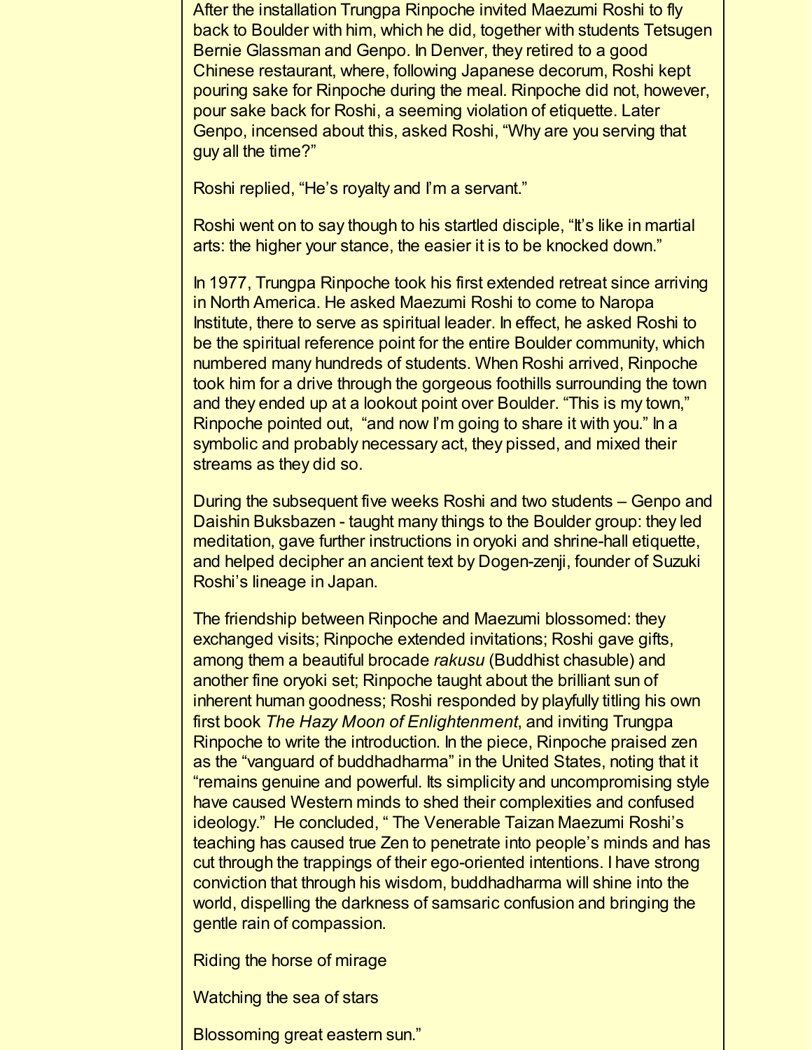After the installation Trungpa Rinpoche invited Maezumi Roshi to fly back to Boulder with him, which he did, together with students Tetsugen Bernie Glassman and Genpo. In Denver, they retired to a good Chinese restaurant, where, following Japanese decorum, Roshi kept pouring sake for Rinpoche during the meal. Rinpoche did not, however, pour sake back for Roshi, a seeming violation of etiquette. Later Genpo, incensed about this, asked Roshi, "Why are you serving that guy all the time?"

Roshi replied, "He's royalty and I'm a servant."

Roshi went on to say though to his startled disciple, "It's like in martial arts: the higher your stance, the easier it is to be knocked down."

In 1977, Trungpa Rinpoche took his first extended retreat since arriving in North America. He asked Maezumi Roshi to come to Naropa Institute, there to serve as spiritual leader. In effect, he asked Roshi to be the spiritual reference point for the entire Boulder community, which numbered many hundreds of students. When Roshi arrived, Rinpoche took him for a drive through the gorgeous foothills surrounding the town and they ended up at a lookout point over Boulder. "This is my town," Rinpoche pointed out, "and now I'm going to share it with you." In a symbolic and probably necessary act, they pissed, and mixed their streams as they did so.

During the subsequent five weeks Roshi and two students – Genpo and Daishin Buksbazen - taught many things to the Boulder group: they led meditation, gave further instructions in oryoki and shrine-hall etiquette, and helped decipher an ancient text by Dogen-zenji, founder of Suzuki Roshi's lineage in Japan.

The friendship between Rinpoche and Maezumi blossomed: they exchanged visits; Rinpoche extended invitations; Roshi gave gifts, among them a beautiful brocade *rakusu* (Buddhist chasuble) and another fine oryoki set; Rinpoche taught about the brilliant sun of inherent human goodness; Roshi responded by playfully titling his own first book *The Hazy Moon of Enlightenment*, and inviting Trungpa Rinpoche to write the introduction. In the piece, Rinpoche praised zen as the "vanguard of buddhadharma" in the United States, noting that it "remains genuine and powerful. Its simplicity and uncompromising style have caused Western minds to shed their complexities and confused ideology." He concluded, " The Venerable Taizan Maezumi Roshi's teaching has caused true Zen to penetrate into people's minds and has cut through the trappings of their ego-oriented intentions. I have strong conviction that through his wisdom, buddhadharma will shine into the world, dispelling the darkness of samsaric confusion and bringing the gentle rain of compassion.

Riding the horse of mirage

Watching the sea of stars

Blossoming great eastern sun."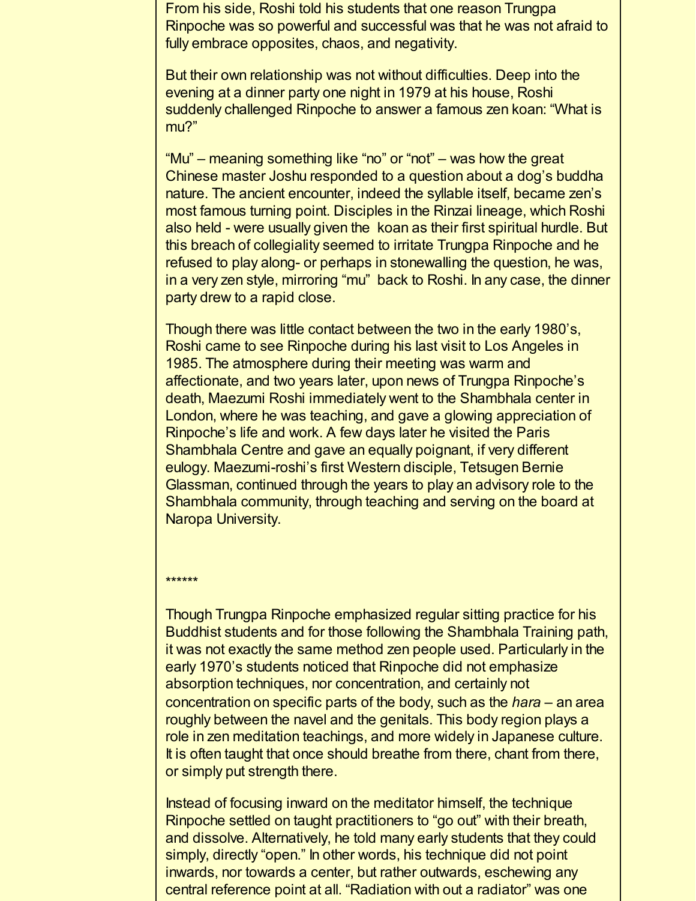From his side, Roshi told his students that one reason Trungpa Rinpoche was so powerful and successful was that he was not afraid to fully embrace opposites, chaos, and negativity.

But their own relationship was not without difficulties. Deep into the evening at a dinner party one night in 1979 at his house, Roshi suddenly challenged Rinpoche to answer a famous zen koan: "What is mu?"

"Mu" – meaning something like "no" or "not" – was how the great Chinese master Joshu responded to a question about a dog's buddha nature. The ancient encounter, indeed the syllable itself, became zen's most famous turning point. Disciples in the Rinzai lineage, which Roshi also held - were usually given the koan as their first spiritual hurdle. But this breach of collegiality seemed to irritate Trungpa Rinpoche and he refused to play along- or perhaps in stonewalling the question, he was, in a very zen style, mirroring "mu" back to Roshi. In any case, the dinner party drew to a rapid close.

Though there was little contact between the two in the early 1980's, Roshi came to see Rinpoche during his last visit to Los Angeles in 1985. The atmosphere during their meeting was warm and affectionate, and two years later, upon news of Trungpa Rinpoche's death, Maezumi Roshi immediately went to the Shambhala center in London, where he was teaching, and gave a glowing appreciation of Rinpoche's life and work. A few days later he visited the Paris Shambhala Centre and gave an equally poignant, if very different eulogy. Maezumi-roshi's first Western disciple, Tetsugen Bernie Glassman, continued through the years to play an advisory role to the Shambhala community, through teaching and serving on the board at Naropa University.

******

Though Trungpa Rinpoche emphasized regular sitting practice for his Buddhist students and for those following the Shambhala Training path, it was not exactly the same method zen people used. Particularly in the early 1970's students noticed that Rinpoche did not emphasize absorption techniques, nor concentration, and certainly not concentration on specific parts of the body, such as the *hara* – an area roughly between the navel and the genitals. This body region plays a role in zen meditation teachings, and more widely in Japanese culture. It is often taught that once should breathe from there, chant from there, or simply put strength there.

Instead of focusing inward on the meditator himself, the technique Rinpoche settled on taught practitioners to "go out" with their breath, and dissolve. Alternatively, he told many early students that they could simply, directly "open." In other words, his technique did not point inwards, nor towards a center, but rather outwards, eschewing any central reference point at all. "Radiation with out a radiator" was one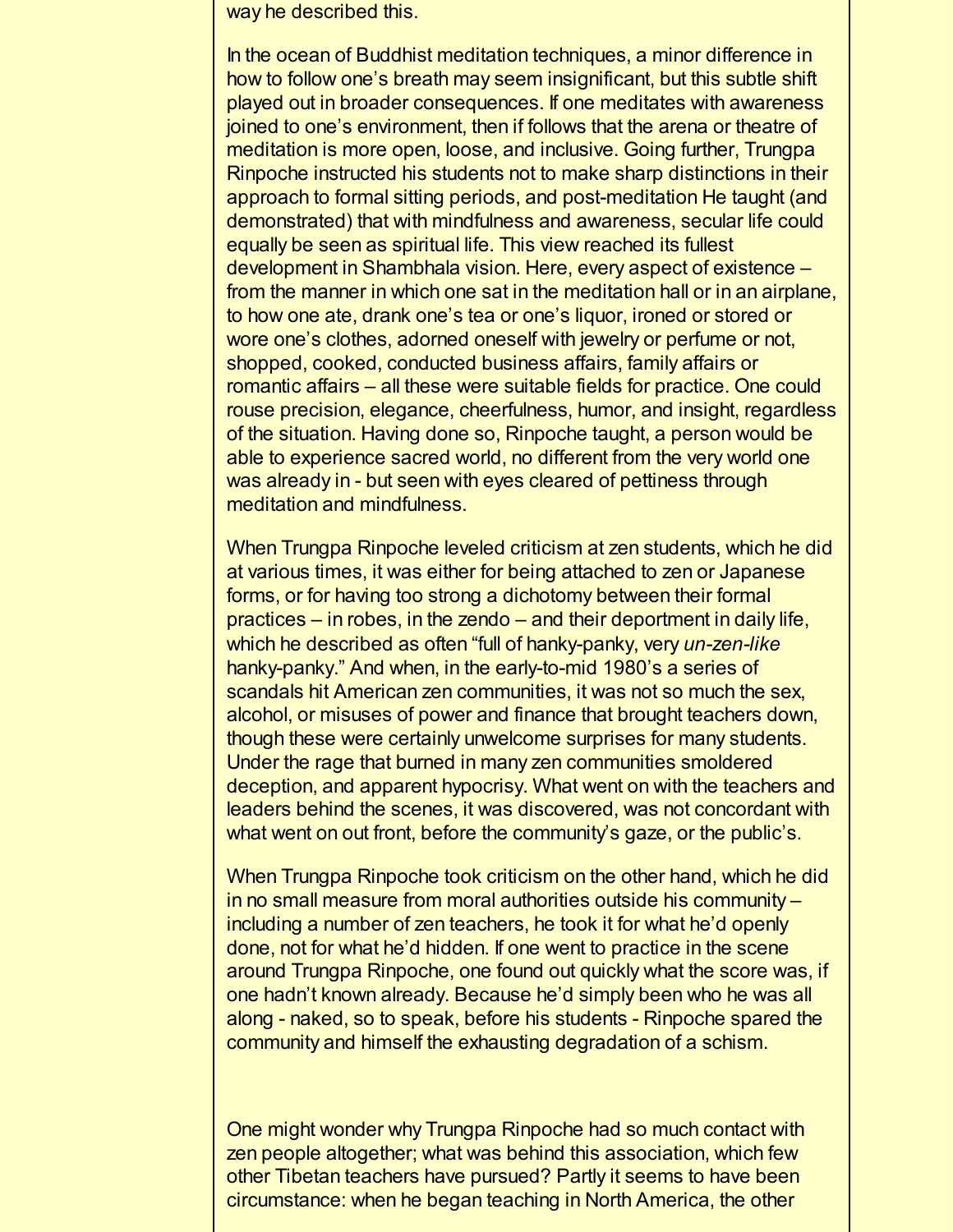way he described this.

In the ocean of Buddhist meditation techniques, a minor difference in how to follow one's breath may seem insignificant, but this subtle shift played out in broader consequences. If one meditates with awareness joined to one's environment, then if follows that the arena or theatre of meditation is more open, loose, and inclusive. Going further, Trungpa Rinpoche instructed his students not to make sharp distinctions in their approach to formal sitting periods, and post-meditation He taught (and demonstrated) that with mindfulness and awareness, secular life could equally be seen as spiritual life. This view reached its fullest development in Shambhala vision. Here, every aspect of existence – from the manner in which one sat in the meditation hall or in an airplane, to how one ate, drank one's tea or one's liquor, ironed or stored or wore one's clothes, adorned oneself with jewelry or perfume or not, shopped, cooked, conducted business affairs, family affairs or romantic affairs – all these were suitable fields for practice. One could rouse precision, elegance, cheerfulness, humor, and insight, regardless of the situation. Having done so, Rinpoche taught, a person would be able to experience sacred world, no different from the very world one was already in - but seen with eyes cleared of pettiness through meditation and mindfulness.

When Trungpa Rinpoche leveled criticism at zen students, which he did at various times, it was either for being attached to zen or Japanese forms, or for having too strong a dichotomy between their formal practices – in robes, in the zendo – and their deportment in daily life, which he described as often "full of hanky-panky, very *un-zen-like* hanky-panky." And when, in the early-to-mid 1980's a series of scandals hit American zen communities, it was not so much the sex, alcohol, or misuses of power and finance that brought teachers down, though these were certainly unwelcome surprises for many students. Under the rage that burned in many zen communities smoldered deception, and apparent hypocrisy. What went on with the teachers and leaders behind the scenes, it was discovered, was not concordant with what went on out front, before the community's gaze, or the public's.

When Trungpa Rinpoche took criticism on the other hand, which he did in no small measure from moral authorities outside his community – including a number of zen teachers, he took it for what he'd openly done, not for what he'd hidden. If one went to practice in the scene around Trungpa Rinpoche, one found out quickly what the score was, if one hadn't known already. Because he'd simply been who he was all along - naked, so to speak, before his students - Rinpoche spared the community and himself the exhausting degradation of a schism.

One might wonder why Trungpa Rinpoche had so much contact with zen people altogether; what was behind this association, which few other Tibetan teachers have pursued? Partly it seems to have been circumstance: when he began teaching in North America, the other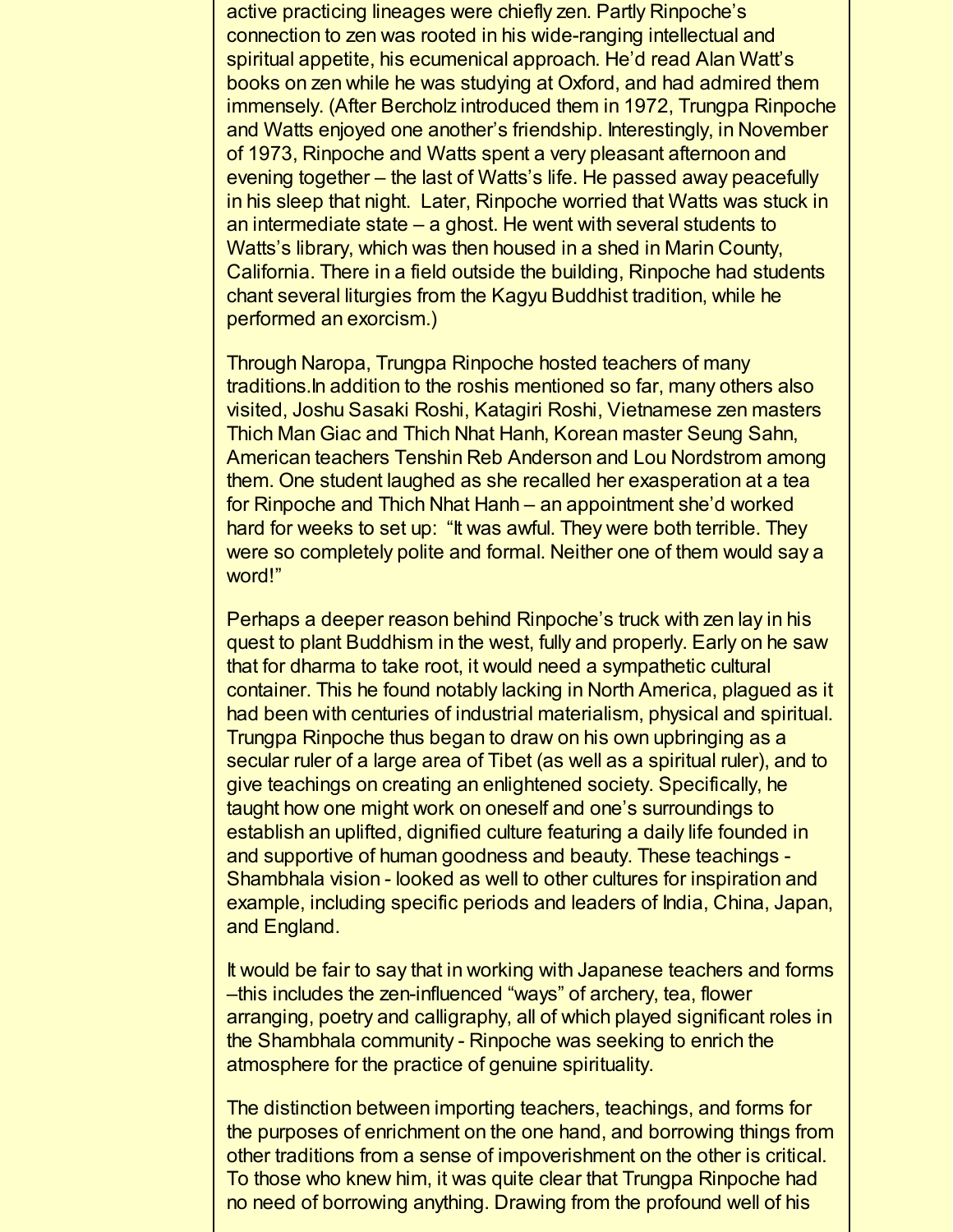active practicing lineages were chiefly zen. Partly Rinpoche's connection to zen was rooted in his wide-ranging intellectual and spiritual appetite, his ecumenical approach. He'd read Alan Watt's books on zen while he was studying at Oxford, and had admired them immensely. (After Bercholz introduced them in 1972, Trungpa Rinpoche and Watts enjoyed one another's friendship. Interestingly, in November of 1973, Rinpoche and Watts spent a very pleasant afternoon and evening together – the last of Watts's life. He passed away peacefully in his sleep that night. Later, Rinpoche worried that Watts was stuck in an intermediate state – a ghost. He went with several students to Watts's library, which was then housed in a shed in Marin County, California. There in a field outside the building, Rinpoche had students chant several liturgies from the Kagyu Buddhist tradition, while he performed an exorcism.)

Through Naropa, Trungpa Rinpoche hosted teachers of many traditions.In addition to the roshis mentioned so far, many others also visited, Joshu Sasaki Roshi, Katagiri Roshi, Vietnamese zen masters Thich Man Giac and Thich Nhat Hanh, Korean master Seung Sahn, American teachers Tenshin Reb Anderson and Lou Nordstrom among them. One student laughed as she recalled her exasperation at a tea for Rinpoche and Thich Nhat Hanh – an appointment she'd worked hard for weeks to set up: "It was awful. They were both terrible. They were so completely polite and formal. Neither one of them would say a word!"

Perhaps a deeper reason behind Rinpoche's truck with zen lay in his quest to plant Buddhism in the west, fully and properly. Early on he saw that for dharma to take root, it would need a sympathetic cultural container. This he found notably lacking in North America, plagued as it had been with centuries of industrial materialism, physical and spiritual. Trungpa Rinpoche thus began to draw on his own upbringing as a secular ruler of a large area of Tibet (as well as a spiritual ruler), and to give teachings on creating an enlightened society. Specifically, he taught how one might work on oneself and one's surroundings to establish an uplifted, dignified culture featuring a daily life founded in and supportive of human goodness and beauty. These teachings - Shambhala vision - looked as well to other cultures for inspiration and example, including specific periods and leaders of India, China, Japan, and England.

It would be fair to say that in working with Japanese teachers and forms –this includes the zen-influenced "ways" of archery, tea, flower arranging, poetry and calligraphy, all of which played significant roles in the Shambhala community - Rinpoche was seeking to enrich the atmosphere for the practice of genuine spirituality.

The distinction between importing teachers, teachings, and forms for the purposes of enrichment on the one hand, and borrowing things from other traditions from a sense of impoverishment on the other is critical. To those who knew him, it was quite clear that Trungpa Rinpoche had no need of borrowing anything. Drawing from the profound well of his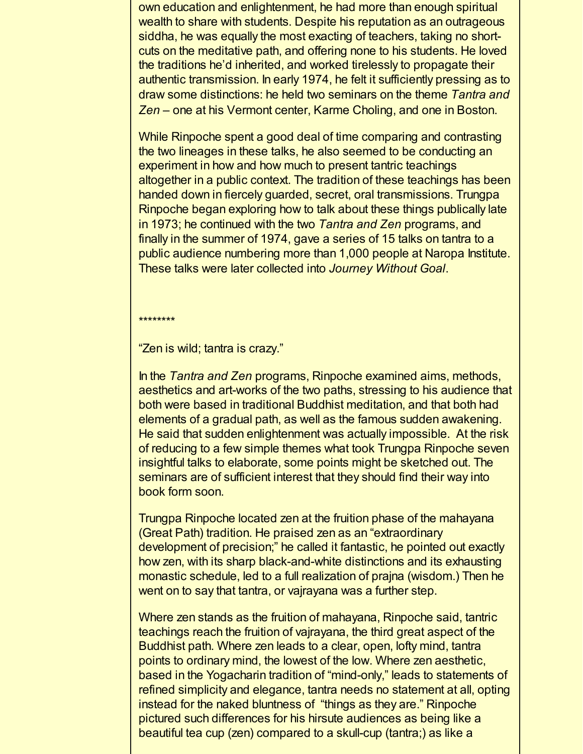own education and enlightenment, he had more than enough spiritual wealth to share with students. Despite his reputation as an outrageous siddha, he was equally the most exacting of teachers, taking no short-cuts on the meditative path, and offering none to his students. He loved the traditions he'd inherited, and worked tirelessly to propagate their authentic transmission. In early 1974, he felt it sufficiently pressing as to draw some distinctions: he held two seminars on the theme *Tantra and Zen* – one at his Vermont center, Karme Choling, and one in Boston.

While Rinpoche spent a good deal of time comparing and contrasting the two lineages in these talks, he also seemed to be conducting an experiment in how and how much to present tantric teachings altogether in a public context. The tradition of these teachings has been handed down in fiercely guarded, secret, oral transmissions. Trungpa Rinpoche began exploring how to talk about these things publically late in 1973; he continued with the two *Tantra and Zen* programs, and finally in the summer of 1974, gave a series of 15 talks on tantra to a public audience numbering more than 1,000 people at Naropa Institute. These talks were later collected into *Journey Without Goal*.

********

"Zen is wild; tantra is crazy."

In the *Tantra and Zen* programs, Rinpoche examined aims, methods, aesthetics and art-works of the two paths, stressing to his audience that both were based in traditional Buddhist meditation, and that both had elements of a gradual path, as well as the famous sudden awakening. He said that sudden enlightenment was actually impossible. At the risk of reducing to a few simple themes what took Trungpa Rinpoche seven insightful talks to elaborate, some points might be sketched out. The seminars are of sufficient interest that they should find their way into book form soon.

Trungpa Rinpoche located zen at the fruition phase of the mahayana (Great Path) tradition. He praised zen as an "extraordinary development of precision;" he called it fantastic, he pointed out exactly how zen, with its sharp black-and-white distinctions and its exhausting monastic schedule, led to a full realization of prajna (wisdom.) Then he went on to say that tantra, or vajrayana was a further step.

Where zen stands as the fruition of mahayana, Rinpoche said, tantric teachings reach the fruition of vajrayana, the third great aspect of the Buddhist path. Where zen leads to a clear, open, lofty mind, tantra points to ordinary mind, the lowest of the low. Where zen aesthetic, based in the Yogacharin tradition of "mind-only," leads to statements of refined simplicity and elegance, tantra needs no statement at all, opting instead for the naked bluntness of "things as they are." Rinpoche pictured such differences for his hirsute audiences as being like a beautiful tea cup (zen) compared to a skull-cup (tantra;) as like a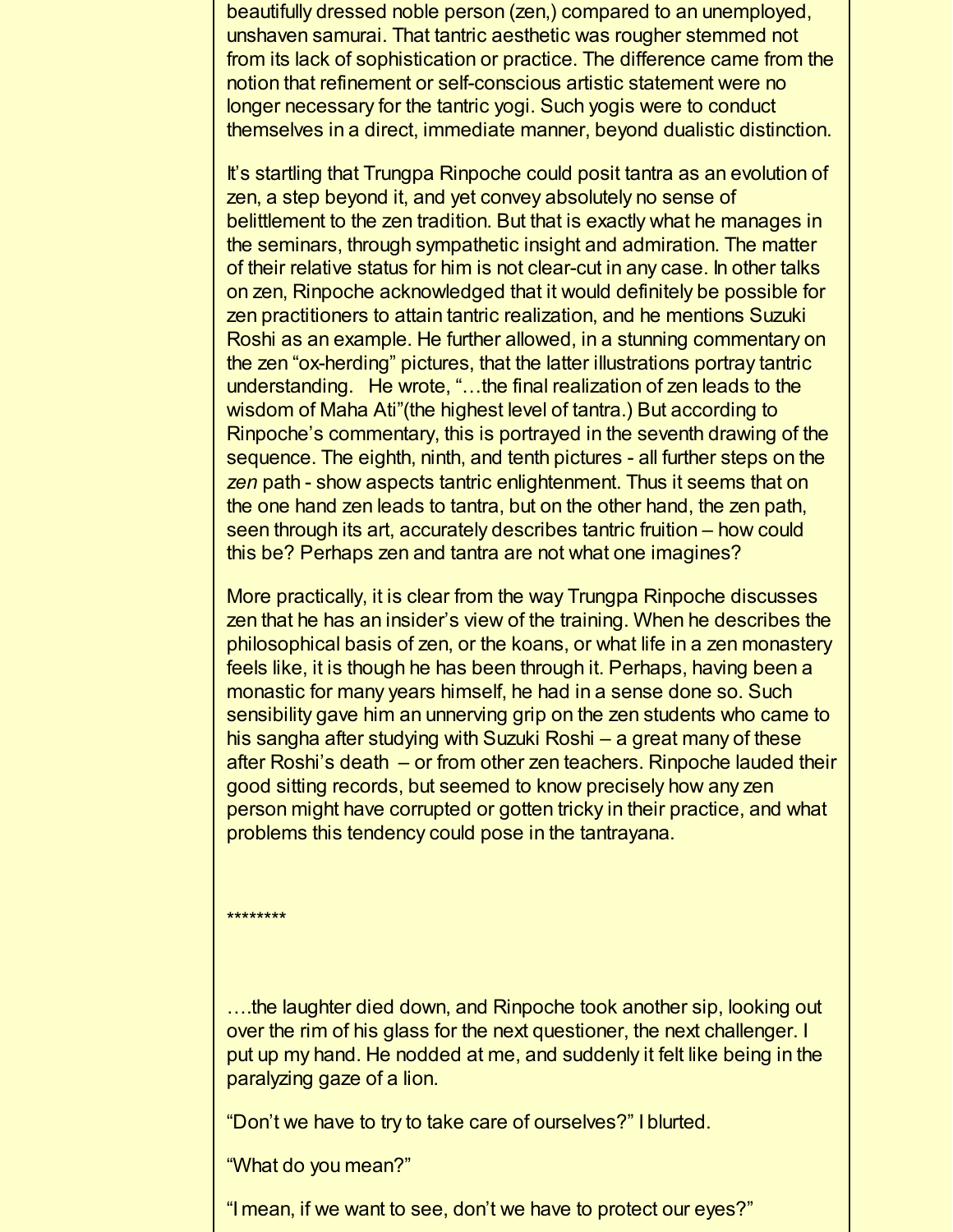beautifully dressed noble person (zen,) compared to an unemployed, unshaven samurai. That tantric aesthetic was rougher stemmed not from its lack of sophistication or practice. The difference came from the notion that refinement or self-conscious artistic statement were no longer necessary for the tantric yogi. Such yogis were to conduct themselves in a direct, immediate manner, beyond dualistic distinction.

It's startling that Trungpa Rinpoche could posit tantra as an evolution of zen, a step beyond it, and yet convey absolutely no sense of belittlement to the zen tradition. But that is exactly what he manages in the seminars, through sympathetic insight and admiration. The matter of their relative status for him is not clear-cut in any case. In other talks on zen, Rinpoche acknowledged that it would definitely be possible for zen practitioners to attain tantric realization, and he mentions Suzuki Roshi as an example. He further allowed, in a stunning commentary on the zen "ox-herding" pictures, that the latter illustrations portray tantric understanding. He wrote, "…the final realization of zen leads to the wisdom of Maha Ati"(the highest level of tantra.) But according to Rinpoche's commentary, this is portrayed in the seventh drawing of the sequence. The eighth, ninth, and tenth pictures - all further steps on the *zen* path - show aspects tantric enlightenment. Thus it seems that on the one hand zen leads to tantra, but on the other hand, the zen path, seen through its art, accurately describes tantric fruition – how could this be? Perhaps zen and tantra are not what one imagines?

More practically, it is clear from the way Trungpa Rinpoche discusses zen that he has an insider's view of the training. When he describes the philosophical basis of zen, or the koans, or what life in a zen monastery feels like, it is though he has been through it. Perhaps, having been a monastic for many years himself, he had in a sense done so. Such sensibility gave him an unnerving grip on the zen students who came to his sangha after studying with Suzuki Roshi – a great many of these after Roshi's death – or from other zen teachers. Rinpoche lauded their good sitting records, but seemed to know precisely how any zen person might have corrupted or gotten tricky in their practice, and what problems this tendency could pose in the tantrayana.

********

….the laughter died down, and Rinpoche took another sip, looking out over the rim of his glass for the next questioner, the next challenger. I put up my hand. He nodded at me, and suddenly it felt like being in the paralyzing gaze of a lion.

"Don't we have to try to take care of ourselves?" I blurted.

"What do you mean?"

"I mean, if we want to see, don't we have to protect our eyes?"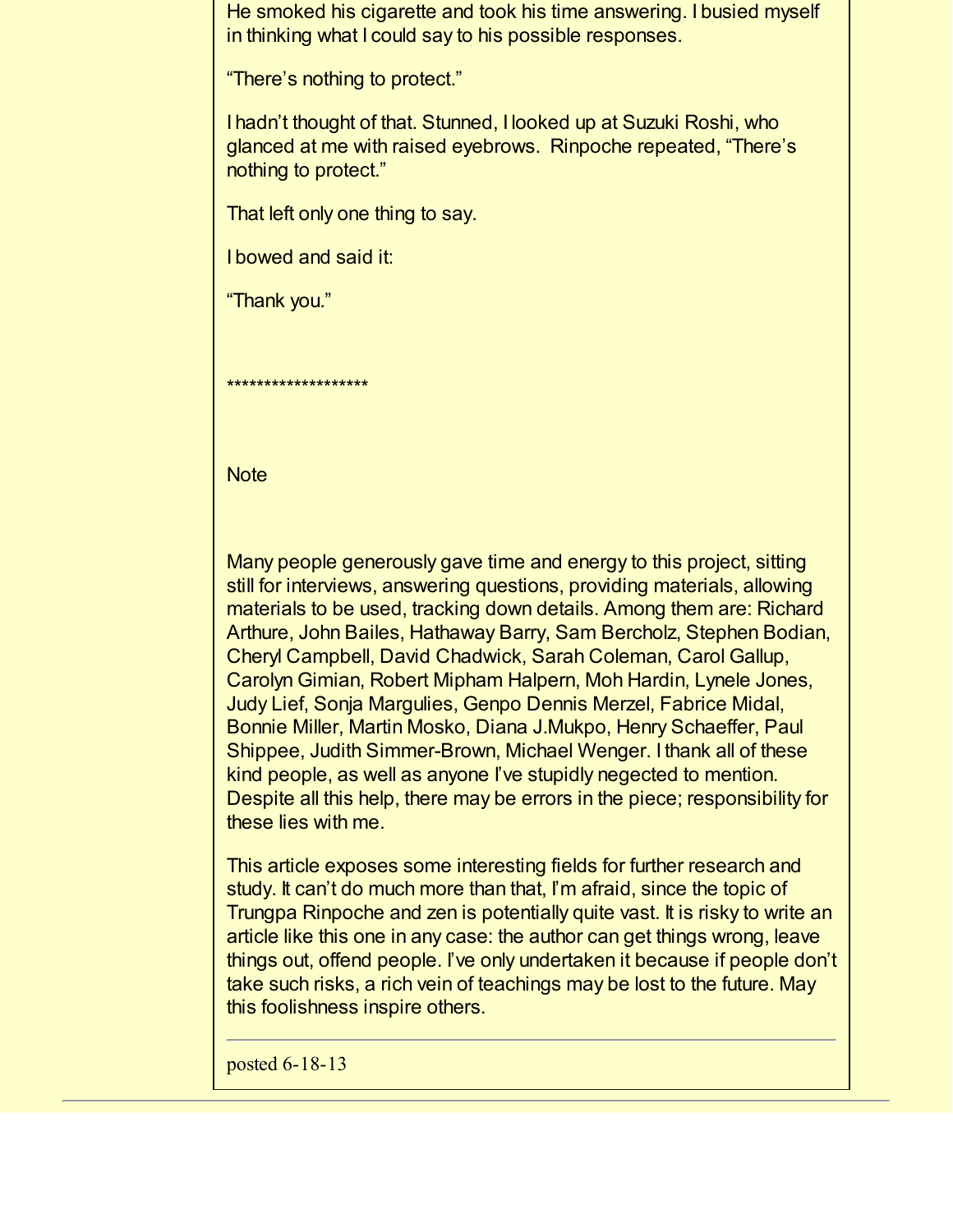He smoked his cigarette and took his time answering. I busied myself in thinking what I could say to his possible responses.

“There’s nothing to protect.”

I hadn’t thought of that. Stunned, I looked up at Suzuki Roshi, who glanced at me with raised eyebrows. Rinpoche repeated, “There’s nothing to protect.”

That left only one thing to say.

I bowed and said it:

“Thank you.”

*******************

Note

Many people generously gave time and energy to this project, sitting still for interviews, answering questions, providing materials, allowing materials to be used, tracking down details. Among them are: Richard Arthure, John Bailes, Hathaway Barry, Sam Bercholz, Stephen Bodian, Cheryl Campbell, David Chadwick, Sarah Coleman, Carol Gallup, Carolyn Gimian, Robert Mipham Halpern, Moh Hardin, Lynele Jones, Judy Lief, Sonja Margulies, Genpo Dennis Merzel, Fabrice Midal, Bonnie Miller, Martin Mosko, Diana J.Mukpo, Henry Schaeffer, Paul Shippee, Judith Simmer-Brown, Michael Wenger. I thank all of these kind people, as well as anyone I’ve stupidly negected to mention. Despite all this help, there may be errors in the piece; responsibility for these lies with me.

This article exposes some interesting fields for further research and study. It can’t do much more than that, I’m afraid, since the topic of Trungpa Rinpoche and zen is potentially quite vast. It is risky to write an article like this one in any case: the author can get things wrong, leave things out, offend people. I’ve only undertaken it because if people don’t take such risks, a rich vein of teachings may be lost to the future. May this foolishness inspire others.

---

posted 6-18-13